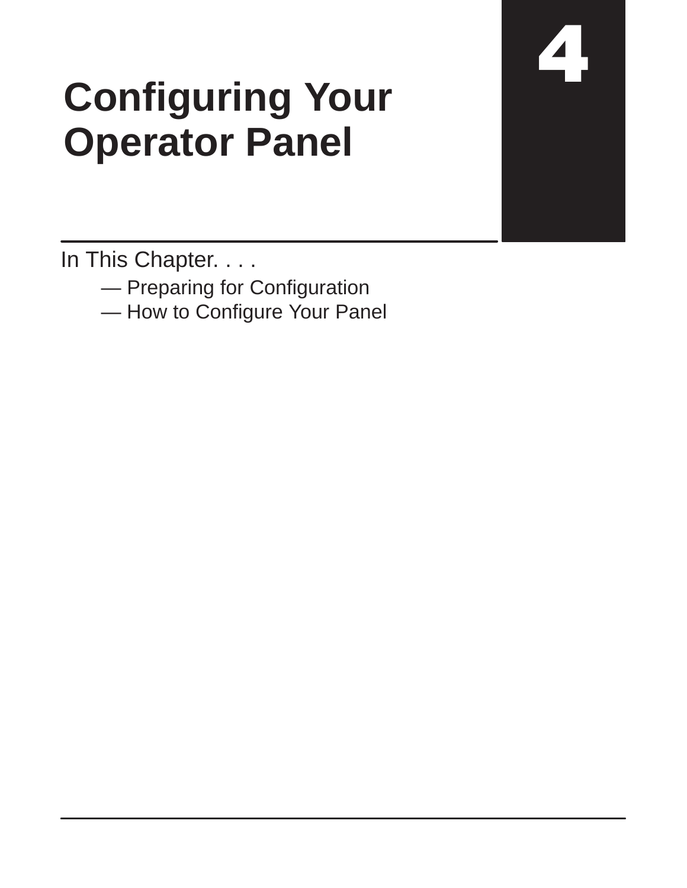# 4

# Configuring Your Operator Panel

In This Chapter. . . .

— Preparing for Configuration
— How to Configure Your Panel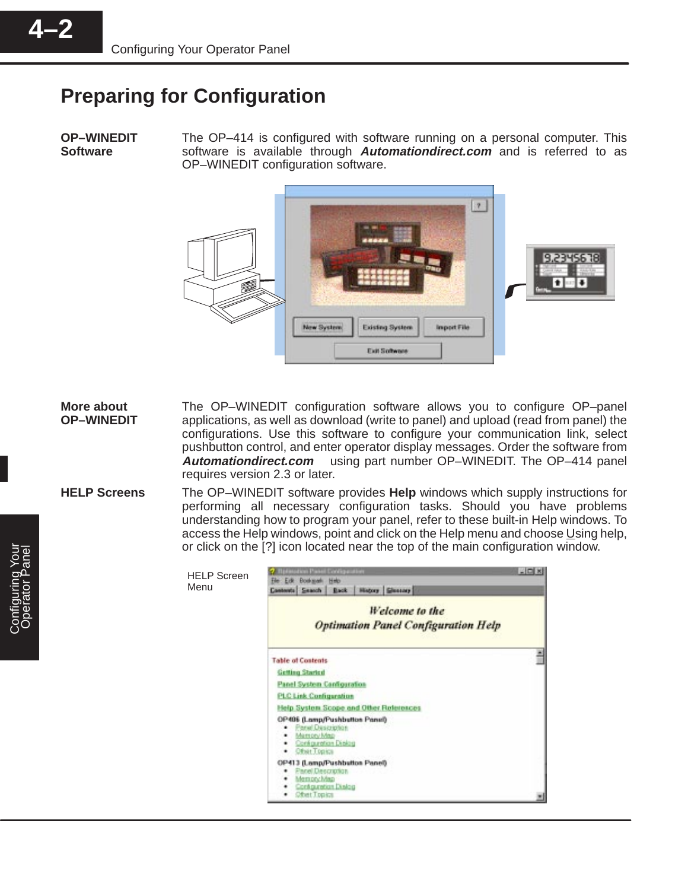## Preparing for Configuration

**OP–WINEDIT Software**

The OP–414 is configured with software running on a personal computer. This software is available through ***Automationdirect.com*** and is referred to as OP–WINEDIT configuration software.

**More about OP–WINEDIT**

The OP–WINEDIT configuration software allows you to configure OP–panel applications, as well as download (write to panel) and upload (read from panel) the configurations. Use this software to configure your communication link, select pushbutton control, and enter operator display messages. Order the software from ***Automationdirect.com*** using part number OP–WINEDIT. The OP–414 panel requires version 2.3 or later.

**HELP Screens**

The OP–WINEDIT software provides **Help** windows which supply instructions for performing all necessary configuration tasks. Should you have problems understanding how to program your panel, refer to these built-in Help windows. To access the Help windows, point and click on the Help menu and choose Using help, or click on the [?] icon located near the top of the main configuration window.

HELP Screen Menu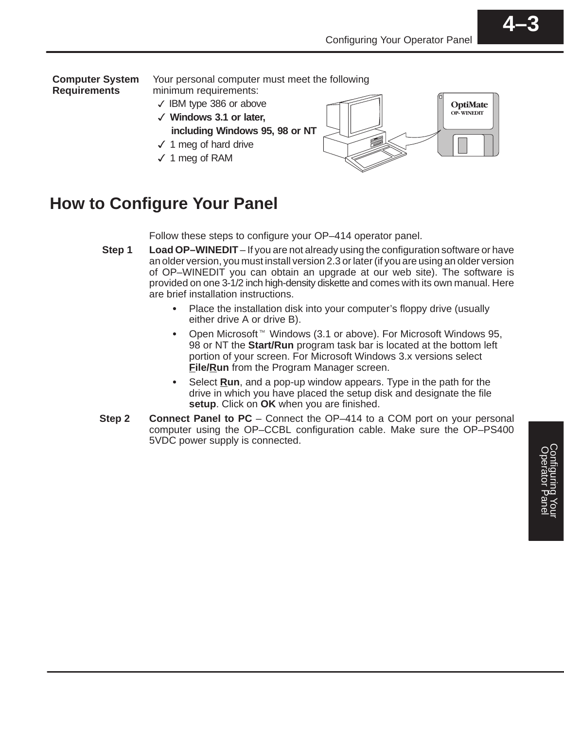**Computer System Requirements**

Your personal computer must meet the following minimum requirements:

- ✓ IBM type 386 or above
- ✓ **Windows 3.1 or later, including Windows 95, 98 or NT**
- ✓ 1 meg of hard drive
- ✓ 1 meg of RAM

## How to Configure Your Panel

Follow these steps to configure your OP–414 operator panel.

**Step 1** **Load OP–WINEDIT** – If you are not already using the configuration software or have an older version, you must install version 2.3 or later (if you are using an older version of OP–WINEDIT you can obtain an upgrade at our web site). The software is provided on one 3-1/2 inch high-density diskette and comes with its own manual. Here are brief installation instructions.

- Place the installation disk into your computer's floppy drive (usually either drive A or drive B).
- Open Microsoft™ Windows (3.1 or above). For Microsoft Windows 95, 98 or NT the **Start/Run** program task bar is located at the bottom left portion of your screen. For Microsoft Windows 3.x versions select **File/Run** from the Program Manager screen.
- Select **Run**, and a pop-up window appears. Type in the path for the drive in which you have placed the setup disk and designate the file **setup**. Click on **OK** when you are finished.

**Step 2** **Connect Panel to PC** – Connect the OP–414 to a COM port on your personal computer using the OP–CCBL configuration cable. Make sure the OP–PS400 5VDC power supply is connected.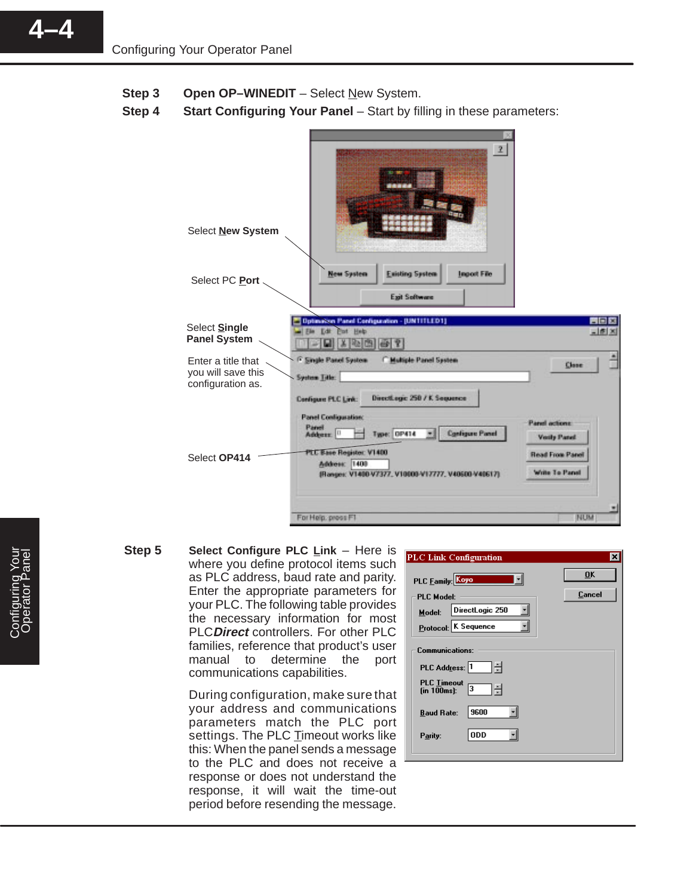**Step 3** **Open OP–WINEDIT** – Select New System.

**Step 4** **Start Configuring Your Panel** – Start by filling in these parameters:

Select **New System**

Select PC **Port**

Select **Single Panel System**

Enter a title that you will save this configuration as.

Select **OP414**

**Step 5** **Select Configure PLC Link** – Here is where you define protocol items such as PLC address, baud rate and parity. Enter the appropriate parameters for your PLC. The following table provides the necessary information for most PLC*Direct* controllers. For other PLC families, reference that product's user manual to determine the port communications capabilities.

During configuration, make sure that your address and communications parameters match the PLC port settings. The PLC Timeout works like this: When the panel sends a message to the PLC and does not receive a response or does not understand the response, it will wait the time-out period before resending the message.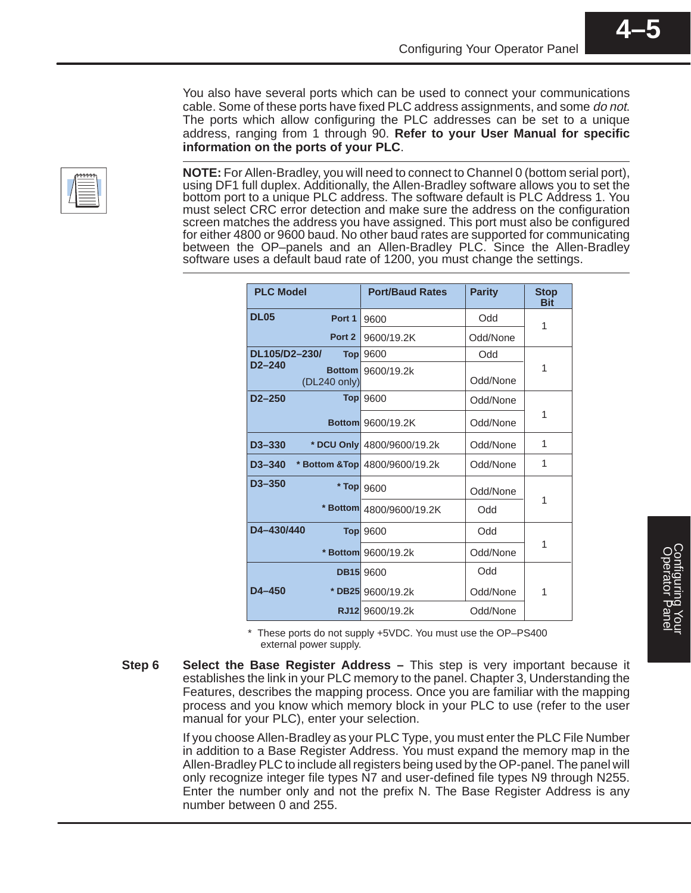You also have several ports which can be used to connect your communications cable. Some of these ports have fixed PLC address assignments, and some *do not*. The ports which allow configuring the PLC addresses can be set to a unique address, ranging from 1 through 90. **Refer to your User Manual for specific information on the ports of your PLC**.

**NOTE:** For Allen-Bradley, you will need to connect to Channel 0 (bottom serial port), using DF1 full duplex. Additionally, the Allen-Bradley software allows you to set the bottom port to a unique PLC address. The software default is PLC Address 1. You must select CRC error detection and make sure the address on the configuration screen matches the address you have assigned. This port must also be configured for either 4800 or 9600 baud. No other baud rates are supported for communicating between the OP–panels and an Allen-Bradley PLC. Since the Allen-Bradley software uses a default baud rate of 1200, you must change the settings.

| PLC Model | Port | Port/Baud Rates | Parity | Stop Bit |
|---|---|---|---|---|
| DL05 | Port 1 | 9600 | Odd | 1 |
| | Port 2 | 9600/19.2K | Odd/None | |
| DL105/D2–230/ D2–240 | Top | 9600 | Odd | 1 |
| | Bottom (DL240 only) | 9600/19.2k | Odd/None | |
| D2–250 | Top | 9600 | Odd/None | 1 |
| | Bottom | 9600/19.2K | Odd/None | |
| D3–330 | * DCU Only | 4800/9600/19.2k | Odd/None | 1 |
| D3–340 | * Bottom &Top | 4800/9600/19.2k | Odd/None | 1 |
| D3–350 | * Top | 9600 | Odd/None | 1 |
| | * Bottom | 4800/9600/19.2K | Odd | |
| D4–430/440 | Top | 9600 | Odd | 1 |
| | * Bottom | 9600/19.2k | Odd/None | |
| D4–450 | DB15 | 9600 | Odd | 1 |
| | * DB25 | 9600/19.2k | Odd/None | |
| | RJ12 | 9600/19.2k | Odd/None | |

\* These ports do not supply +5VDC. You must use the OP–PS400 external power supply.

**Step 6** **Select the Base Register Address –** This step is very important because it establishes the link in your PLC memory to the panel. Chapter 3, Understanding the Features, describes the mapping process. Once you are familiar with the mapping process and you know which memory block in your PLC to use (refer to the user manual for your PLC), enter your selection.

If you choose Allen-Bradley as your PLC Type, you must enter the PLC File Number in addition to a Base Register Address. You must expand the memory map in the Allen-Bradley PLC to include all registers being used by the OP-panel. The panel will only recognize integer file types N7 and user-defined file types N9 through N255. Enter the number only and not the prefix N. The Base Register Address is any number between 0 and 255.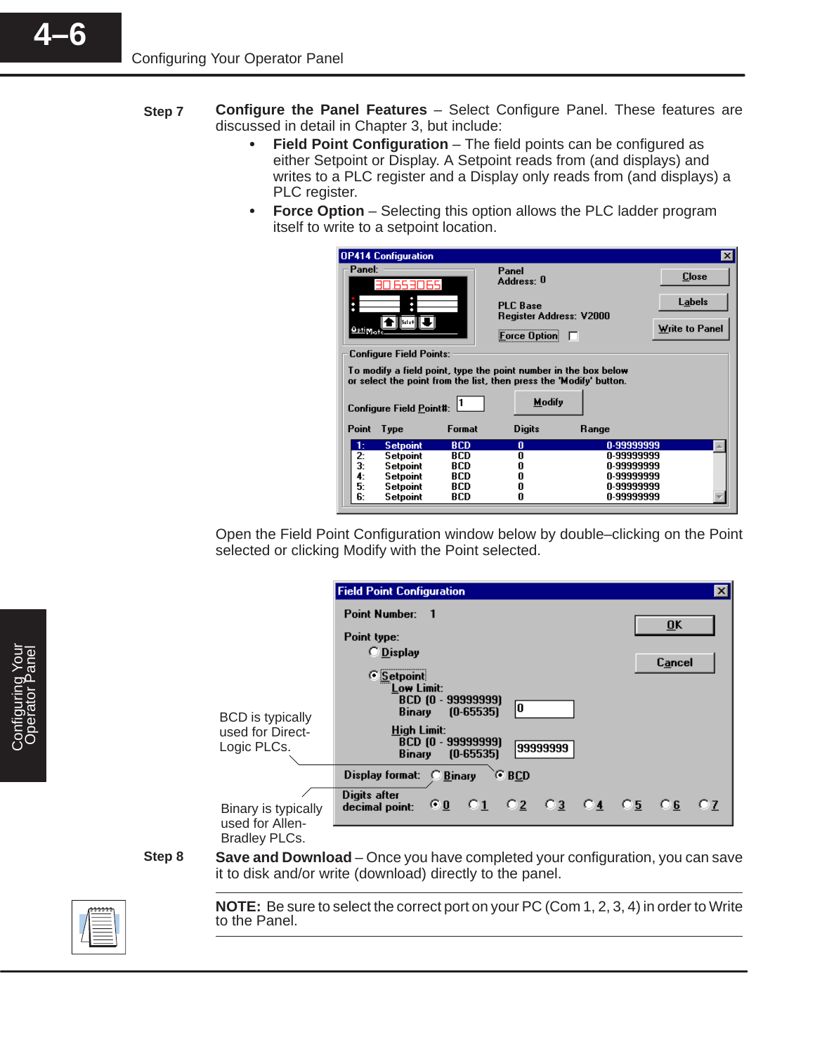**Step 7** **Configure the Panel Features** – Select Configure Panel. These features are discussed in detail in Chapter 3, but include:

- **Field Point Configuration** – The field points can be configured as either Setpoint or Display. A Setpoint reads from (and displays) and writes to a PLC register and a Display only reads from (and displays) a PLC register.
- **Force Option** – Selecting this option allows the PLC ladder program itself to write to a setpoint location.

OP414 Configuration

Panel:

Panel Address: 0

PLC Base Register Address: V2000

Force Option

Close

Labels

Write to Panel

Configure Field Points:

To modify a field point, type the point number in the box below or select the point from the list, then press the 'Modify' button.

Configure Field Point#: 1

Modify

| Point | Type | Format | Digits | Range |
|---|---|---|---|---|
| 1: | Setpoint | BCD | 0 | 0-99999999 |
| 2: | Setpoint | BCD | 0 | 0-99999999 |
| 3: | Setpoint | BCD | 0 | 0-99999999 |
| 4: | Setpoint | BCD | 0 | 0-99999999 |
| 5: | Setpoint | BCD | 0 | 0-99999999 |
| 6: | Setpoint | BCD | 0 | 0-99999999 |

Open the Field Point Configuration window below by double–clicking on the Point selected or clicking Modify with the Point selected.

Field Point Configuration

Point Number: 1

Point type:

Display

Setpoint

Low Limit:
BCD (0 - 99999999)
Binary (0-65535)
0

High Limit:
BCD (0 - 99999999)
Binary (0-65535)
99999999

Display format: Binary BCD

Digits after decimal point: 0 1 2 3 4 5 6 7

OK

Cancel

BCD is typically used for Direct-Logic PLCs.

Binary is typically used for Allen-Bradley PLCs.

**Step 8** **Save and Download** – Once you have completed your configuration, you can save it to disk and/or write (download) directly to the panel.

**NOTE:** Be sure to select the correct port on your PC (Com 1, 2, 3, 4) in order to Write to the Panel.